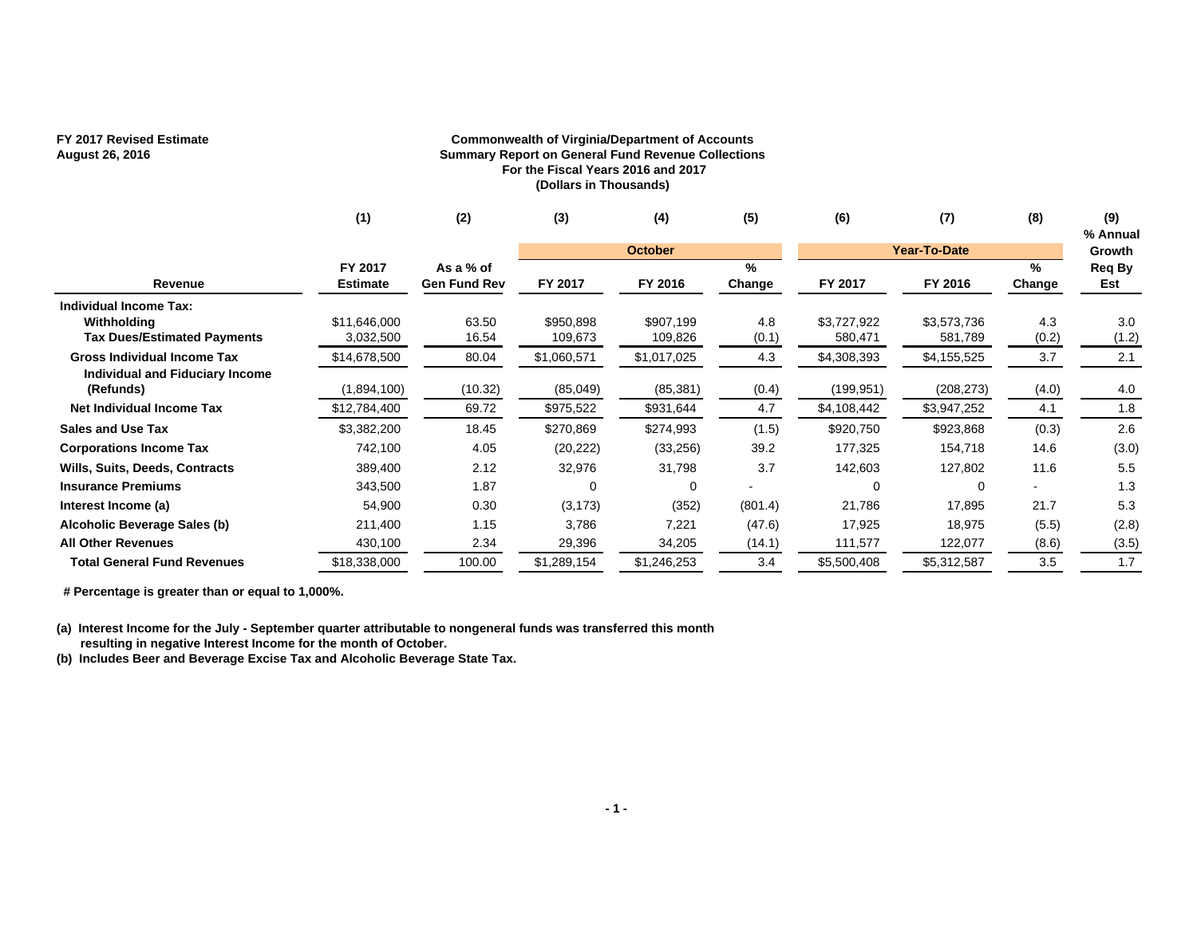FY 2017 Revised Estimate
August 26, 2016

**Commonwealth of Virginia/Department of Accounts**
**Summary Report on General Fund Revenue Collections**
**For the Fiscal Years 2016 and 2017**
**(Dollars in Thousands)**

| | (1) | (2) | (3) | (4) | (5) | (6) | (7) | (8) | (9) |
|---|---|---|---|---|---|---|---|---|---|
| | | | October | | | Year-To-Date | | | % Annual Growth |
| Revenue | FY 2017 Estimate | As a % of Gen Fund Rev | FY 2017 | FY 2016 | % Change | FY 2017 | FY 2016 | % Change | Req By Est |
| **Individual Income Tax:** | | | | | | | | | |
| **Withholding** | $11,646,000 | 63.50 | $950,898 | $907,199 | 4.8 | $3,727,922 | $3,573,736 | 4.3 | 3.0 |
| **Tax Dues/Estimated Payments** | 3,032,500 | 16.54 | 109,673 | 109,826 | (0.1) | 580,471 | 581,789 | (0.2) | (1.2) |
| **Gross Individual Income Tax** | $14,678,500 | 80.04 | $1,060,571 | $1,017,025 | 4.3 | $4,308,393 | $4,155,525 | 3.7 | 2.1 |
| **Individual and Fiduciary Income (Refunds)** | (1,894,100) | (10.32) | (85,049) | (85,381) | (0.4) | (199,951) | (208,273) | (4.0) | 4.0 |
| **Net Individual Income Tax** | $12,784,400 | 69.72 | $975,522 | $931,644 | 4.7 | $4,108,442 | $3,947,252 | 4.1 | 1.8 |
| **Sales and Use Tax** | $3,382,200 | 18.45 | $270,869 | $274,993 | (1.5) | $920,750 | $923,868 | (0.3) | 2.6 |
| **Corporations Income Tax** | 742,100 | 4.05 | (20,222) | (33,256) | 39.2 | 177,325 | 154,718 | 14.6 | (3.0) |
| **Wills, Suits, Deeds, Contracts** | 389,400 | 2.12 | 32,976 | 31,798 | 3.7 | 142,603 | 127,802 | 11.6 | 5.5 |
| **Insurance Premiums** | 343,500 | 1.87 | 0 | 0 | - | 0 | 0 | - | 1.3 |
| **Interest Income (a)** | 54,900 | 0.30 | (3,173) | (352) | (801.4) | 21,786 | 17,895 | 21.7 | 5.3 |
| **Alcoholic Beverage Sales (b)** | 211,400 | 1.15 | 3,786 | 7,221 | (47.6) | 17,925 | 18,975 | (5.5) | (2.8) |
| **All Other Revenues** | 430,100 | 2.34 | 29,396 | 34,205 | (14.1) | 111,577 | 122,077 | (8.6) | (3.5) |
| **Total General Fund Revenues** | $18,338,000 | 100.00 | $1,289,154 | $1,246,253 | 3.4 | $5,500,408 | $5,312,587 | 3.5 | 1.7 |

**# Percentage is greater than or equal to 1,000%.**

**(a) Interest Income for the July - September quarter attributable to nongeneral funds was transferred this month resulting in negative Interest Income for the month of October.**

**(b) Includes Beer and Beverage Excise Tax and Alcoholic Beverage State Tax.**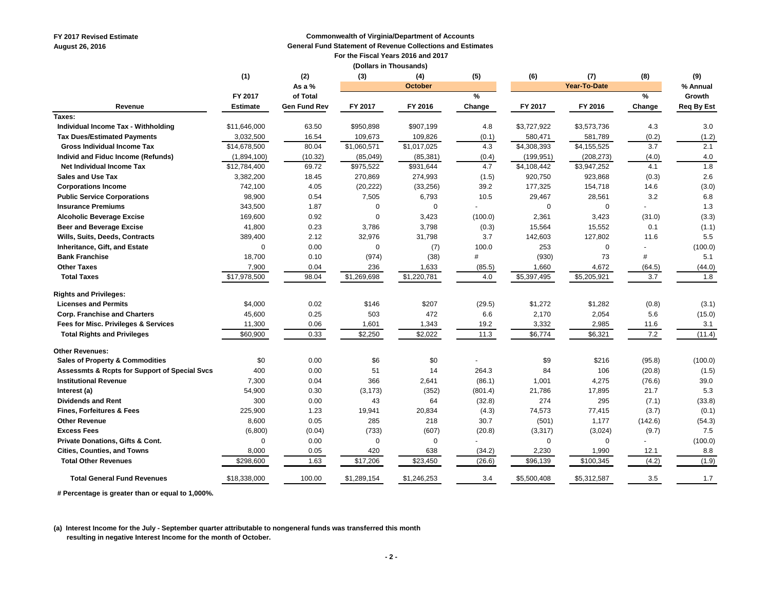FY 2017 Revised Estimate
August 26, 2016

**Commonwealth of Virginia/Department of Accounts**
**General Fund Statement of Revenue Collections and Estimates**
**For the Fiscal Years 2016 and 2017**
**(Dollars in Thousands)**

| Revenue | (1) FY 2017 Estimate | (2) As a % of Total Gen Fund Rev | (3) October FY 2017 | (4) October FY 2016 | (5) % Change | (6) Year-To-Date FY 2017 | (7) Year-To-Date FY 2016 | (8) % Change | (9) % Annual Growth Req By Est |
|---|---|---|---|---|---|---|---|---|---|
| **Taxes:** | | | | | | | | | |
| Individual Income Tax - Withholding | $11,646,000 | 63.50 | $950,898 | $907,199 | 4.8 | $3,727,922 | $3,573,736 | 4.3 | 3.0 |
| Tax Dues/Estimated Payments | 3,032,500 | 16.54 | 109,673 | 109,826 | (0.1) | 580,471 | 581,789 | (0.2) | (1.2) |
| Gross Individual Income Tax | $14,678,500 | 80.04 | $1,060,571 | $1,017,025 | 4.3 | $4,308,393 | $4,155,525 | 3.7 | 2.1 |
| Individ and Fiduc Income (Refunds) | (1,894,100) | (10.32) | (85,049) | (85,381) | (0.4) | (199,951) | (208,273) | (4.0) | 4.0 |
| Net Individual Income Tax | $12,784,400 | 69.72 | $975,522 | $931,644 | 4.7 | $4,108,442 | $3,947,252 | 4.1 | 1.8 |
| Sales and Use Tax | 3,382,200 | 18.45 | 270,869 | 274,993 | (1.5) | 920,750 | 923,868 | (0.3) | 2.6 |
| Corporations Income | 742,100 | 4.05 | (20,222) | (33,256) | 39.2 | 177,325 | 154,718 | 14.6 | (3.0) |
| Public Service Corporations | 98,900 | 0.54 | 7,505 | 6,793 | 10.5 | 29,467 | 28,561 | 3.2 | 6.8 |
| Insurance Premiums | 343,500 | 1.87 | 0 | 0 | - | 0 | 0 | - | 1.3 |
| Alcoholic Beverage Excise | 169,600 | 0.92 | 0 | 3,423 | (100.0) | 2,361 | 3,423 | (31.0) | (3.3) |
| Beer and Beverage Excise | 41,800 | 0.23 | 3,786 | 3,798 | (0.3) | 15,564 | 15,552 | 0.1 | (1.1) |
| Wills, Suits, Deeds, Contracts | 389,400 | 2.12 | 32,976 | 31,798 | 3.7 | 142,603 | 127,802 | 11.6 | 5.5 |
| Inheritance, Gift, and Estate | 0 | 0.00 | 0 | (7) | 100.0 | 253 | 0 | - | (100.0) |
| Bank Franchise | 18,700 | 0.10 | (974) | (38) | # | (930) | 73 | # | 5.1 |
| Other Taxes | 7,900 | 0.04 | 236 | 1,633 | (85.5) | 1,660 | 4,672 | (64.5) | (44.0) |
| Total Taxes | $17,978,500 | 98.04 | $1,269,698 | $1,220,781 | 4.0 | $5,397,495 | $5,205,921 | 3.7 | 1.8 |
| **Rights and Privileges:** | | | | | | | | | |
| Licenses and Permits | $4,000 | 0.02 | $146 | $207 | (29.5) | $1,272 | $1,282 | (0.8) | (3.1) |
| Corp. Franchise and Charters | 45,600 | 0.25 | 503 | 472 | 6.6 | 2,170 | 2,054 | 5.6 | (15.0) |
| Fees for Misc. Privileges & Services | 11,300 | 0.06 | 1,601 | 1,343 | 19.2 | 3,332 | 2,985 | 11.6 | 3.1 |
| Total Rights and Privileges | $60,900 | 0.33 | $2,250 | $2,022 | 11.3 | $6,774 | $6,321 | 7.2 | (11.4) |
| **Other Revenues:** | | | | | | | | | |
| Sales of Property & Commodities | $0 | 0.00 | $6 | $0 | - | $9 | $216 | (95.8) | (100.0) |
| Assessmts & Rcpts for Support of Special Svcs | 400 | 0.00 | 51 | 14 | 264.3 | 84 | 106 | (20.8) | (1.5) |
| Institutional Revenue | 7,300 | 0.04 | 366 | 2,641 | (86.1) | 1,001 | 4,275 | (76.6) | 39.0 |
| Interest (a) | 54,900 | 0.30 | (3,173) | (352) | (801.4) | 21,786 | 17,895 | 21.7 | 5.3 |
| Dividends and Rent | 300 | 0.00 | 43 | 64 | (32.8) | 274 | 295 | (7.1) | (33.8) |
| Fines, Forfeitures & Fees | 225,900 | 1.23 | 19,941 | 20,834 | (4.3) | 74,573 | 77,415 | (3.7) | (0.1) |
| Other Revenue | 8,600 | 0.05 | 285 | 218 | 30.7 | (501) | 1,177 | (142.6) | (54.3) |
| Excess Fees | (6,800) | (0.04) | (733) | (607) | (20.8) | (3,317) | (3,024) | (9.7) | 7.5 |
| Private Donations, Gifts & Cont. | 0 | 0.00 | 0 | 0 | - | 0 | 0 | - | (100.0) |
| Cities, Counties, and Towns | 8,000 | 0.05 | 420 | 638 | (34.2) | 2,230 | 1,990 | 12.1 | 8.8 |
| Total Other Revenues | $298,600 | 1.63 | $17,206 | $23,450 | (26.6) | $96,139 | $100,345 | (4.2) | (1.9) |
| **Total General Fund Revenues** | $18,338,000 | 100.00 | $1,289,154 | $1,246,253 | 3.4 | $5,500,408 | $5,312,587 | 3.5 | 1.7 |

# Percentage is greater than or equal to 1,000%.

(a) Interest Income for the July - September quarter attributable to nongeneral funds was transferred this month resulting in negative Interest Income for the month of October.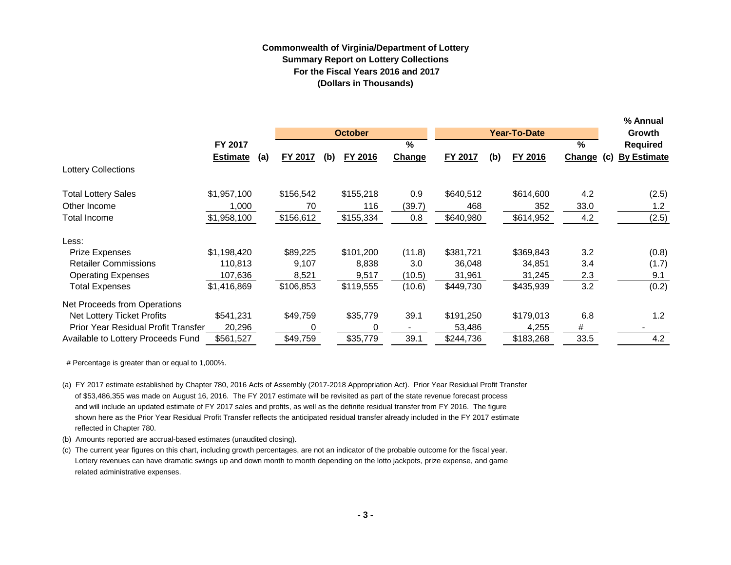**Commonwealth of Virginia/Department of Lottery**
**Summary Report on Lottery Collections**
**For the Fiscal Years 2016 and 2017**
**(Dollars in Thousands)**

| | FY 2017 Estimate (a) | October FY 2017 (b) | October FY 2016 | October % Change | Year-To-Date FY 2017 (b) | Year-To-Date FY 2016 | Year-To-Date % Change (c) | % Annual Growth Required By Estimate |
|---|---|---|---|---|---|---|---|---|
| Lottery Collections | | | | | | | | |
| Total Lottery Sales | $1,957,100 | $156,542 | $155,218 | 0.9 | $640,512 | $614,600 | 4.2 | (2.5) |
| Other Income | 1,000 | 70 | 116 | (39.7) | 468 | 352 | 33.0 | 1.2 |
| Total Income | $1,958,100 | $156,612 | $155,334 | 0.8 | $640,980 | $614,952 | 4.2 | (2.5) |
| Less: | | | | | | | | |
| Prize Expenses | $1,198,420 | $89,225 | $101,200 | (11.8) | $381,721 | $369,843 | 3.2 | (0.8) |
| Retailer Commissions | 110,813 | 9,107 | 8,838 | 3.0 | 36,048 | 34,851 | 3.4 | (1.7) |
| Operating Expenses | 107,636 | 8,521 | 9,517 | (10.5) | 31,961 | 31,245 | 2.3 | 9.1 |
| Total Expenses | $1,416,869 | $106,853 | $119,555 | (10.6) | $449,730 | $435,939 | 3.2 | (0.2) |
| Net Proceeds from Operations | | | | | | | | |
| Net Lottery Ticket Profits | $541,231 | $49,759 | $35,779 | 39.1 | $191,250 | $179,013 | 6.8 | 1.2 |
| Prior Year Residual Profit Transfer | 20,296 | 0 | 0 | - | 53,486 | 4,255 | # | - |
| Available to Lottery Proceeds Fund | $561,527 | $49,759 | $35,779 | 39.1 | $244,736 | $183,268 | 33.5 | 4.2 |

# Percentage is greater than or equal to 1,000%.

(a) FY 2017 estimate established by Chapter 780, 2016 Acts of Assembly (2017-2018 Appropriation Act). Prior Year Residual Profit Transfer of $53,486,355 was made on August 16, 2016. The FY 2017 estimate will be revisited as part of the state revenue forecast process and will include an updated estimate of FY 2017 sales and profits, as well as the definite residual transfer from FY 2016. The figure shown here as the Prior Year Residual Profit Transfer reflects the anticipated residual transfer already included in the FY 2017 estimate reflected in Chapter 780.

(b) Amounts reported are accrual-based estimates (unaudited closing).

(c) The current year figures on this chart, including growth percentages, are not an indicator of the probable outcome for the fiscal year. Lottery revenues can have dramatic swings up and down month to month depending on the lotto jackpots, prize expense, and game related administrative expenses.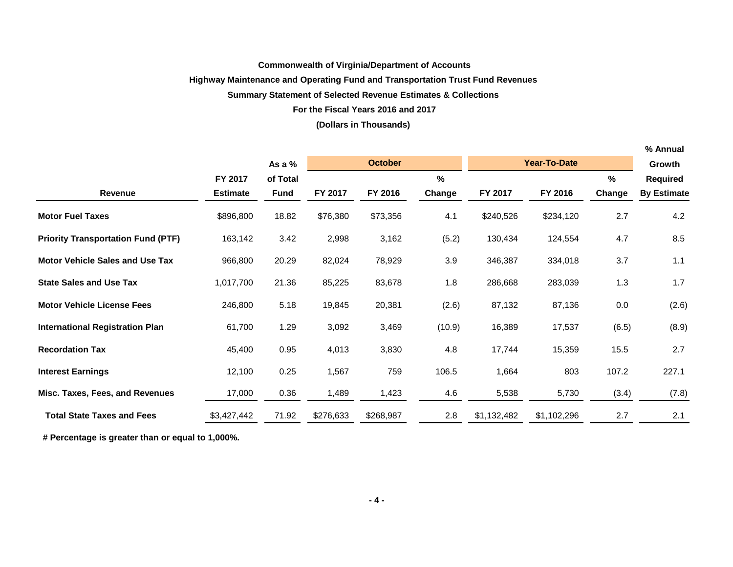**Commonwealth of Virginia/Department of Accounts**

**Highway Maintenance and Operating Fund and Transportation Trust Fund Revenues**

**Summary Statement of Selected Revenue Estimates & Collections**

**For the Fiscal Years 2016 and 2017**

**(Dollars in Thousands)**

| Revenue | FY 2017 Estimate | As a % of Total Fund | October FY 2017 | October FY 2016 | October % Change | Year-To-Date FY 2017 | Year-To-Date FY 2016 | Year-To-Date % Change | % Annual Growth Required By Estimate |
|---|---|---|---|---|---|---|---|---|---|
| **Motor Fuel Taxes** | $896,800 | 18.82 | $76,380 | $73,356 | 4.1 | $240,526 | $234,120 | 2.7 | 4.2 |
| **Priority Transportation Fund (PTF)** | 163,142 | 3.42 | 2,998 | 3,162 | (5.2) | 130,434 | 124,554 | 4.7 | 8.5 |
| **Motor Vehicle Sales and Use Tax** | 966,800 | 20.29 | 82,024 | 78,929 | 3.9 | 346,387 | 334,018 | 3.7 | 1.1 |
| **State Sales and Use Tax** | 1,017,700 | 21.36 | 85,225 | 83,678 | 1.8 | 286,668 | 283,039 | 1.3 | 1.7 |
| **Motor Vehicle License Fees** | 246,800 | 5.18 | 19,845 | 20,381 | (2.6) | 87,132 | 87,136 | 0.0 | (2.6) |
| **International Registration Plan** | 61,700 | 1.29 | 3,092 | 3,469 | (10.9) | 16,389 | 17,537 | (6.5) | (8.9) |
| **Recordation Tax** | 45,400 | 0.95 | 4,013 | 3,830 | 4.8 | 17,744 | 15,359 | 15.5 | 2.7 |
| **Interest Earnings** | 12,100 | 0.25 | 1,567 | 759 | 106.5 | 1,664 | 803 | 107.2 | 227.1 |
| **Misc. Taxes, Fees, and Revenues** | 17,000 | 0.36 | 1,489 | 1,423 | 4.6 | 5,538 | 5,730 | (3.4) | (7.8) |
| **Total State Taxes and Fees** | $3,427,442 | 71.92 | $276,633 | $268,987 | 2.8 | $1,132,482 | $1,102,296 | 2.7 | 2.1 |

**# Percentage is greater than or equal to 1,000%.**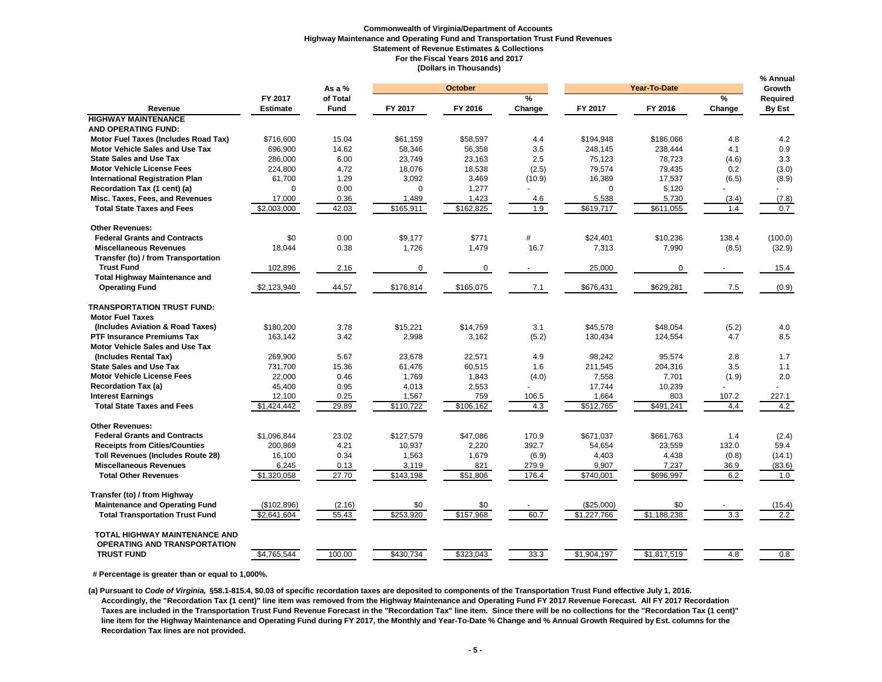**Commonwealth of Virginia/Department of Accounts**
**Highway Maintenance and Operating Fund and Transportation Trust Fund Revenues**
**Statement of Revenue Estimates & Collections**
**For the Fiscal Years 2016 and 2017**
**(Dollars in Thousands)**

| Revenue | FY 2017 Estimate | As a % of Total Fund | October FY 2017 | October FY 2016 | October % Change | Year-To-Date FY 2017 | Year-To-Date FY 2016 | Year-To-Date % Change | % Annual Growth Required By Est |
|---|---|---|---|---|---|---|---|---|---|
| **HIGHWAY MAINTENANCE AND OPERATING FUND:** | | | | | | | | | |
| **Motor Fuel Taxes (Includes Road Tax)** | $716,600 | 15.04 | $61,159 | $58,597 | 4.4 | $194,948 | $186,066 | 4.8 | 4.2 |
| **Motor Vehicle Sales and Use Tax** | 696,900 | 14.62 | 58,346 | 56,358 | 3.5 | 248,145 | 238,444 | 4.1 | 0.9 |
| **State Sales and Use Tax** | 286,000 | 6.00 | 23,749 | 23,163 | 2.5 | 75,123 | 78,723 | (4.6) | 3.3 |
| **Motor Vehicle License Fees** | 224,800 | 4.72 | 18,076 | 18,538 | (2.5) | 79,574 | 79,435 | 0.2 | (3.0) |
| **International Registration Plan** | 61,700 | 1.29 | 3,092 | 3,469 | (10.9) | 16,389 | 17,537 | (6.5) | (8.9) |
| **Recordation Tax (1 cent) (a)** | 0 | 0.00 | 0 | 1,277 | - | 0 | 5,120 | - | - |
| **Misc. Taxes, Fees, and Revenues** | 17,000 | 0.36 | 1,489 | 1,423 | 4.6 | 5,538 | 5,730 | (3.4) | (7.8) |
| **Total State Taxes and Fees** | $2,003,000 | 42.03 | $165,911 | $162,825 | 1.9 | $619,717 | $611,055 | 1.4 | 0.7 |
| **Other Revenues:** | | | | | | | | | |
| **Federal Grants and Contracts** | $0 | 0.00 | $9,177 | $771 | # | $24,401 | $10,236 | 138.4 | (100.0) |
| **Miscellaneous Revenues** | 18,044 | 0.38 | 1,726 | 1,479 | 16.7 | 7,313 | 7,990 | (8.5) | (32.9) |
| **Transfer (to) / from Transportation Trust Fund** | 102,896 | 2.16 | 0 | 0 | - | 25,000 | 0 | - | 15.4 |
| **Total Highway Maintenance and Operating Fund** | $2,123,940 | 44.57 | $176,814 | $165,075 | 7.1 | $676,431 | $629,281 | 7.5 | (0.9) |
| **TRANSPORTATION TRUST FUND:** | | | | | | | | | |
| **Motor Fuel Taxes (Includes Aviation & Road Taxes)** | $180,200 | 3.78 | $15,221 | $14,759 | 3.1 | $45,578 | $48,054 | (5.2) | 4.0 |
| **PTF Insurance Premiums Tax** | 163,142 | 3.42 | 2,998 | 3,162 | (5.2) | 130,434 | 124,554 | 4.7 | 8.5 |
| **Motor Vehicle Sales and Use Tax (Includes Rental Tax)** | 269,900 | 5.67 | 23,678 | 22,571 | 4.9 | 98,242 | 95,574 | 2.8 | 1.7 |
| **State Sales and Use Tax** | 731,700 | 15.36 | 61,476 | 60,515 | 1.6 | 211,545 | 204,316 | 3.5 | 1.1 |
| **Motor Vehicle License Fees** | 22,000 | 0.46 | 1,769 | 1,843 | (4.0) | 7,558 | 7,701 | (1.9) | 2.0 |
| **Recordation Tax (a)** | 45,400 | 0.95 | 4,013 | 2,553 | - | 17,744 | 10,239 | - | - |
| **Interest Earnings** | 12,100 | 0.25 | 1,567 | 759 | 106.5 | 1,664 | 803 | 107.2 | 227.1 |
| **Total State Taxes and Fees** | $1,424,442 | 29.89 | $110,722 | $106,162 | 4.3 | $512,765 | $491,241 | 4.4 | 4.2 |
| **Other Revenues:** | | | | | | | | | |
| **Federal Grants and Contracts** | $1,096,844 | 23.02 | $127,579 | $47,086 | 170.9 | $671,037 | $661,763 | 1.4 | (2.4) |
| **Receipts from Cities/Counties** | 200,869 | 4.21 | 10,937 | 2,220 | 392.7 | 54,654 | 23,559 | 132.0 | 59.4 |
| **Toll Revenues (Includes Route 28)** | 16,100 | 0.34 | 1,563 | 1,679 | (6.9) | 4,403 | 4,438 | (0.8) | (14.1) |
| **Miscellaneous Revenues** | 6,245 | 0.13 | 3,119 | 821 | 279.9 | 9,907 | 7,237 | 36.9 | (83.6) |
| **Total Other Revenues** | $1,320,058 | 27.70 | $143,198 | $51,806 | 176.4 | $740,001 | $696,997 | 6.2 | 1.0 |
| **Transfer (to) / from Highway Maintenance and Operating Fund** | ($102,896) | (2.16) | $0 | $0 | - | ($25,000) | $0 | - | (15.4) |
| **Total Transportation Trust Fund** | $2,641,604 | 55.43 | $253,920 | $157,968 | 60.7 | $1,227,766 | $1,188,238 | 3.3 | 2.2 |
| **TOTAL HIGHWAY MAINTENANCE AND OPERATING AND TRANSPORTATION TRUST FUND** | $4,765,544 | 100.00 | $430,734 | $323,043 | 33.3 | $1,904,197 | $1,817,519 | 4.8 | 0.8 |

**# Percentage is greater than or equal to 1,000%.**

**(a) Pursuant to *Code of Virginia,* §58.1-815.4, $0.03 of specific recordation taxes are deposited to components of the Transportation Trust Fund effective July 1, 2016. Accordingly, the "Recordation Tax (1 cent)" line item was removed from the Highway Maintenance and Operating Fund FY 2017 Revenue Forecast. All FY 2017 Recordation Taxes are included in the Transportation Trust Fund Revenue Forecast in the "Recordation Tax" line item. Since there will be no collections for the "Recordation Tax (1 cent)" line item for the Highway Maintenance and Operating Fund during FY 2017, the Monthly and Year-To-Date % Change and % Annual Growth Required by Est. columns for the Recordation Tax lines are not provided.**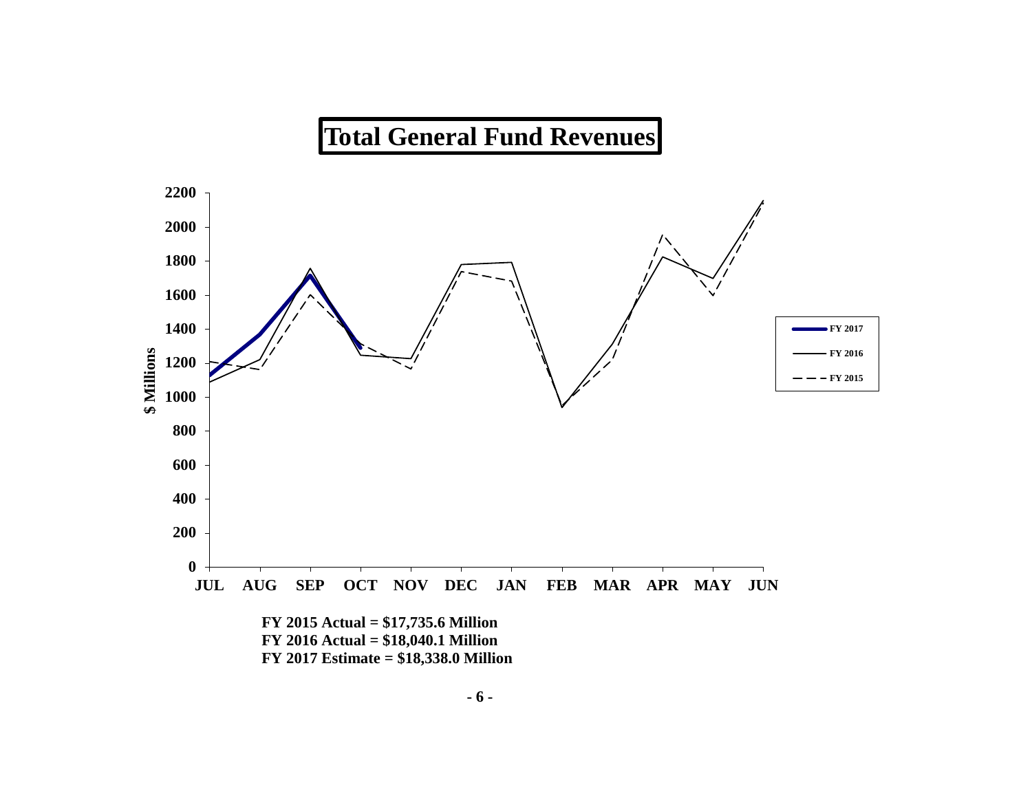# Total General Fund Revenues

**FY 2015 Actual = $17,735.6 Million**
**FY 2016 Actual = $18,040.1 Million**
**FY 2017 Estimate = $18,338.0 Million**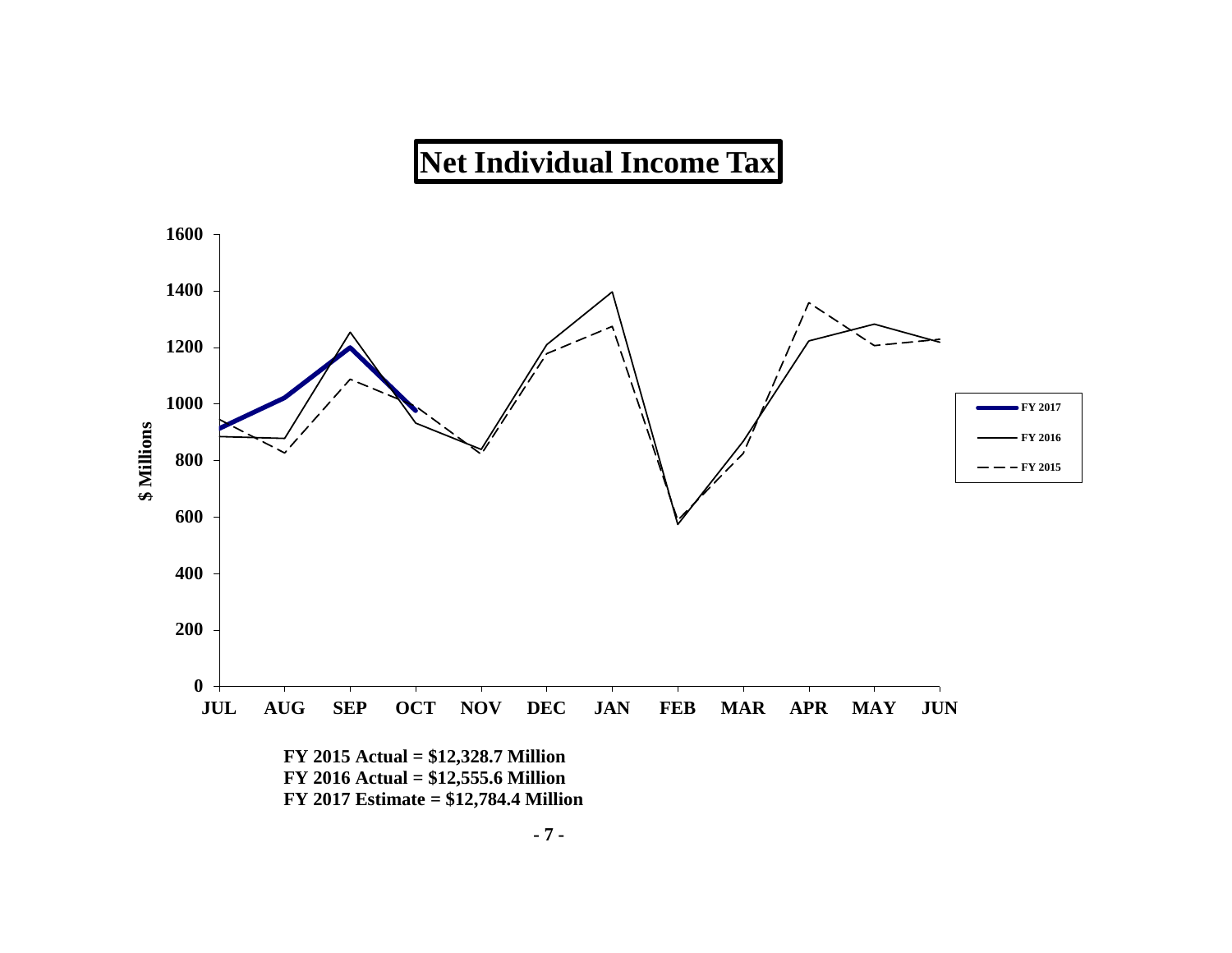# Net Individual Income Tax

**FY 2015 Actual = $12,328.7 Million**
**FY 2016 Actual = $12,555.6 Million**
**FY 2017 Estimate = $12,784.4 Million**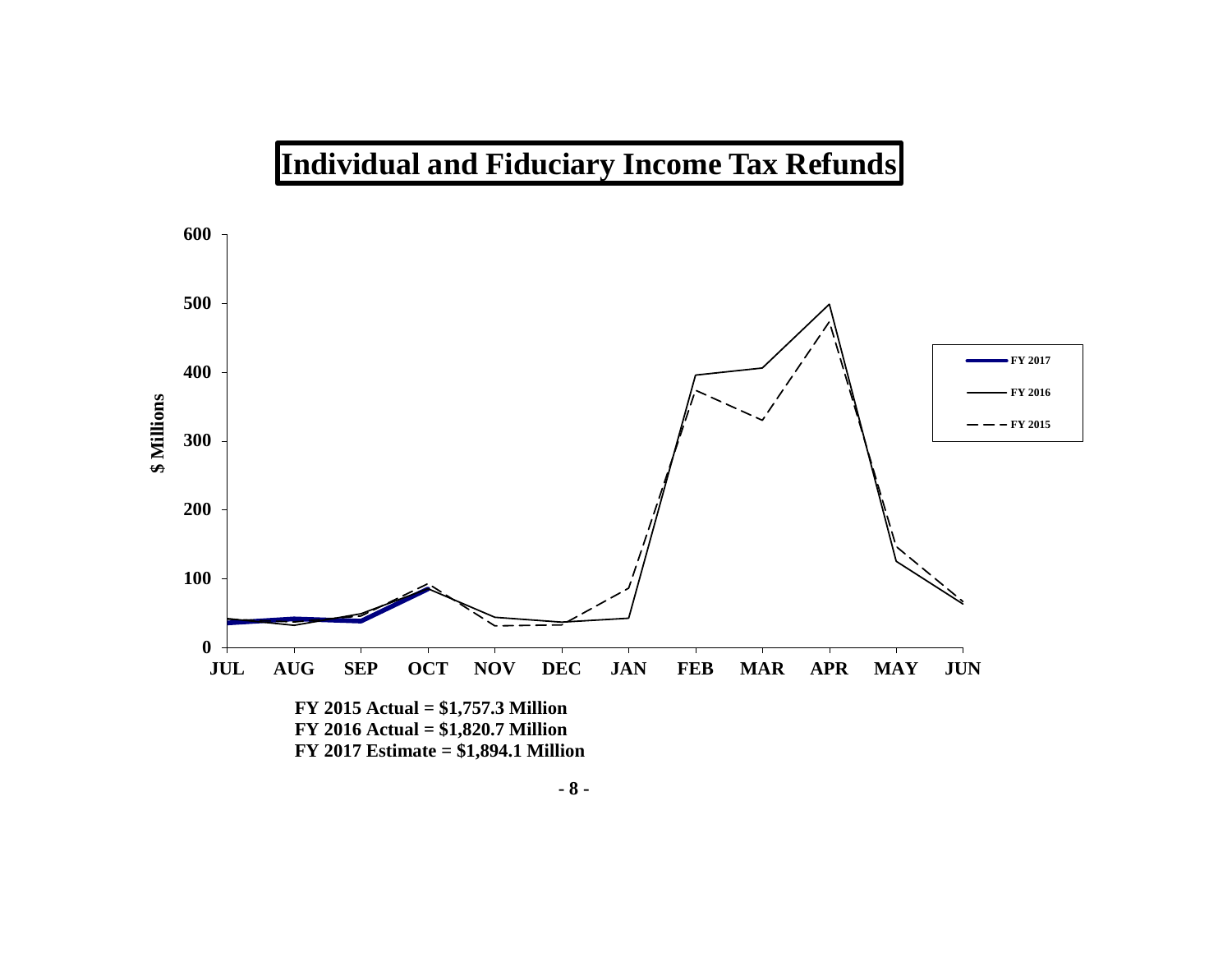# Individual and Fiduciary Income Tax Refunds

FY 2015 Actual = $1,757.3 Million
FY 2016 Actual = $1,820.7 Million
FY 2017 Estimate = $1,894.1 Million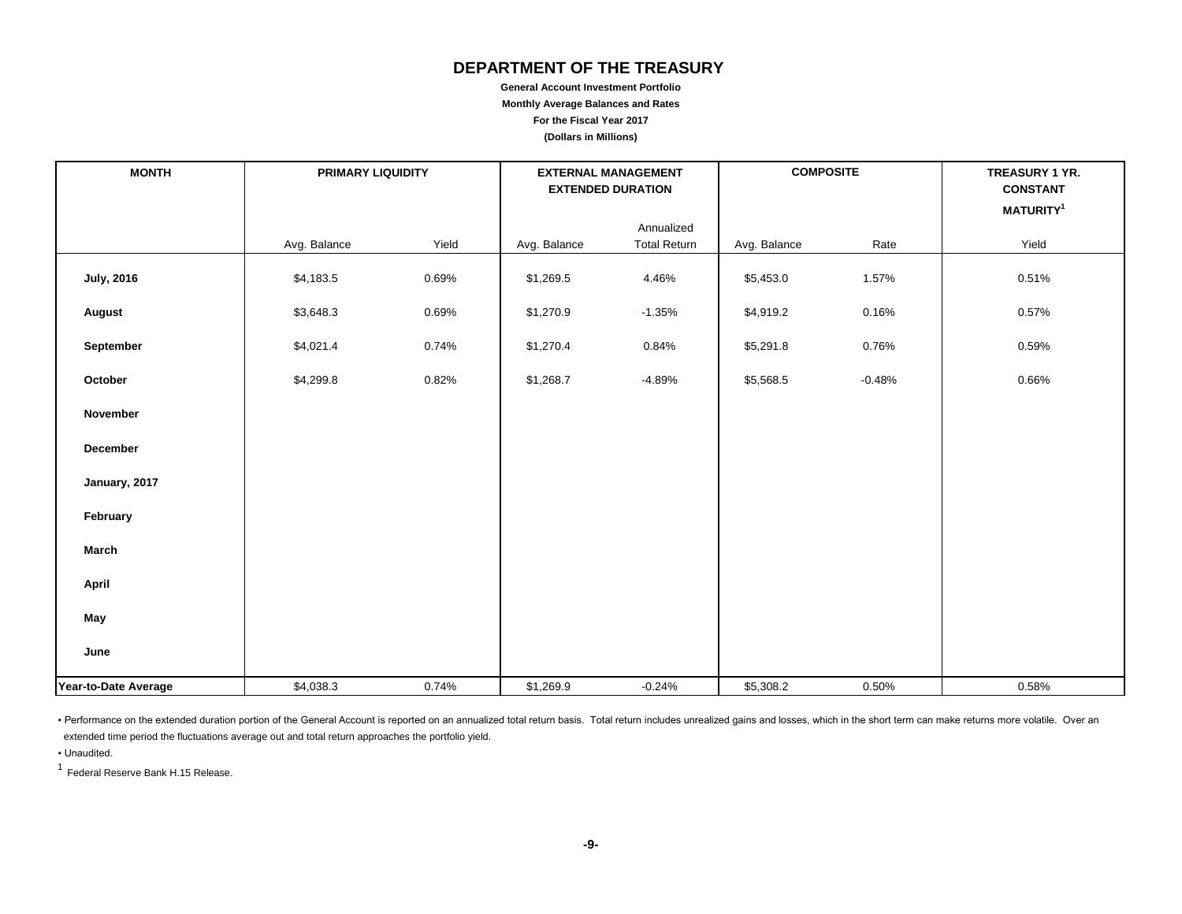# DEPARTMENT OF THE TREASURY

**General Account Investment Portfolio**

**Monthly Average Balances and Rates**

**For the Fiscal Year 2017**

**(Dollars in Millions)**

| MONTH | PRIMARY LIQUIDITY | | EXTERNAL MANAGEMENT EXTENDED DURATION | | COMPOSITE | | TREASURY 1 YR. CONSTANT MATURITY[1] |
|---|---|---|---|---|---|---|---|
| | Avg. Balance | Yield | Avg. Balance | Annualized Total Return | Avg. Balance | Rate | Yield |
| **July, 2016** | $4,183.5 | 0.69% | $1,269.5 | 4.46% | $5,453.0 | 1.57% | 0.51% |
| **August** | $3,648.3 | 0.69% | $1,270.9 | -1.35% | $4,919.2 | 0.16% | 0.57% |
| **September** | $4,021.4 | 0.74% | $1,270.4 | 0.84% | $5,291.8 | 0.76% | 0.59% |
| **October** | $4,299.8 | 0.82% | $1,268.7 | -4.89% | $5,568.5 | -0.48% | 0.66% |
| **November** | | | | | | | |
| **December** | | | | | | | |
| **January, 2017** | | | | | | | |
| **February** | | | | | | | |
| **March** | | | | | | | |
| **April** | | | | | | | |
| **May** | | | | | | | |
| **June** | | | | | | | |
| **Year-to-Date Average** | $4,038.3 | 0.74% | $1,269.9 | -0.24% | $5,308.2 | 0.50% | 0.58% |

▪ Performance on the extended duration portion of the General Account is reported on an annualized total return basis. Total return includes unrealized gains and losses, which in the short term can make returns more volatile. Over an extended time period the fluctuations average out and total return approaches the portfolio yield.

▪ Unaudited.

[1] Federal Reserve Bank H.15 Release.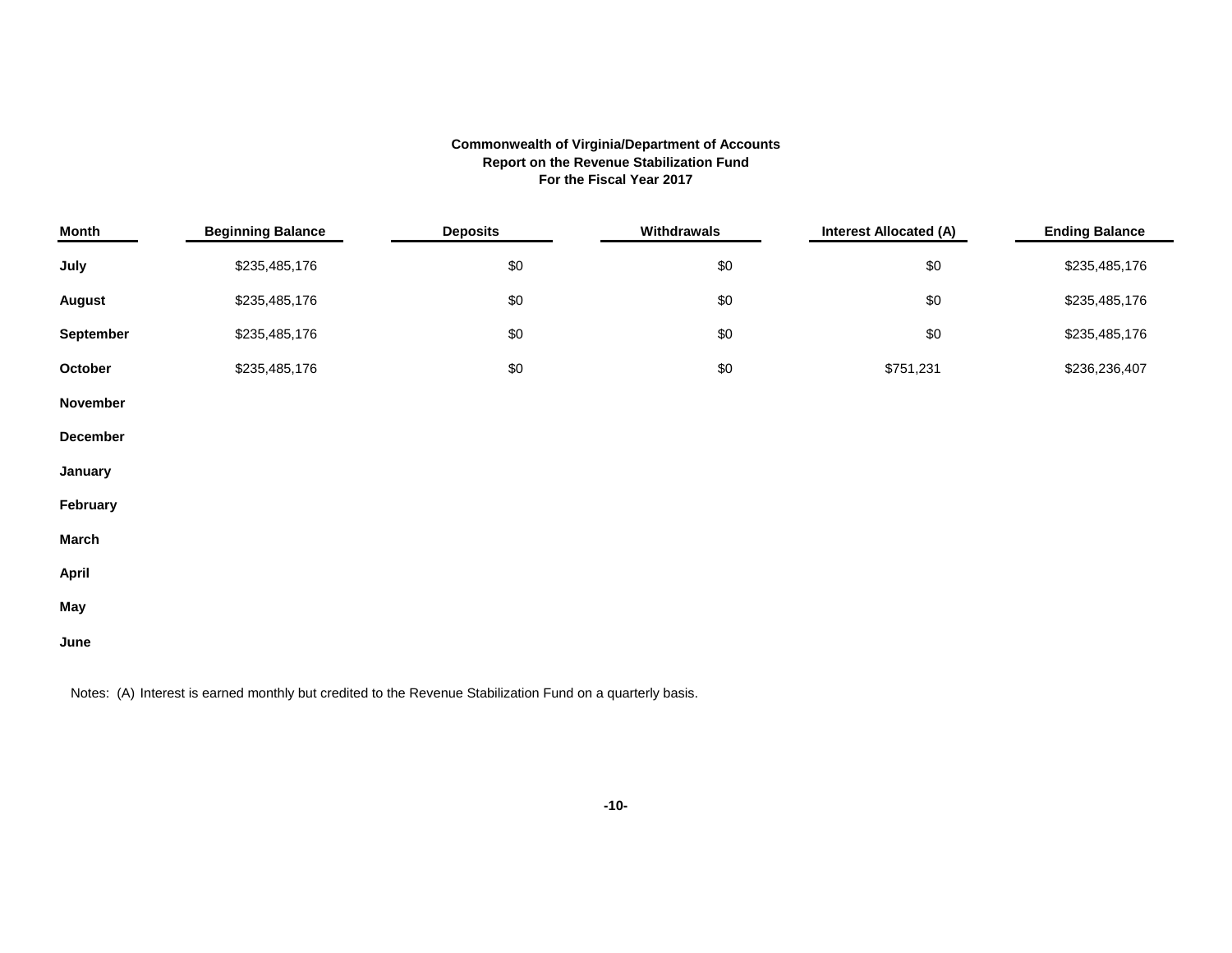**Commonwealth of Virginia/Department of Accounts**
**Report on the Revenue Stabilization Fund**
**For the Fiscal Year 2017**

| Month | Beginning Balance | Deposits | Withdrawals | Interest Allocated (A) | Ending Balance |
|---|---|---|---|---|---|
| **July** | $235,485,176 | $0 | $0 | $0 | $235,485,176 |
| **August** | $235,485,176 | $0 | $0 | $0 | $235,485,176 |
| **September** | $235,485,176 | $0 | $0 | $0 | $235,485,176 |
| **October** | $235,485,176 | $0 | $0 | $751,231 | $236,236,407 |
| **November** | | | | | |
| **December** | | | | | |
| **January** | | | | | |
| **February** | | | | | |
| **March** | | | | | |
| **April** | | | | | |
| **May** | | | | | |
| **June** | | | | | |

Notes: (A) Interest is earned monthly but credited to the Revenue Stabilization Fund on a quarterly basis.